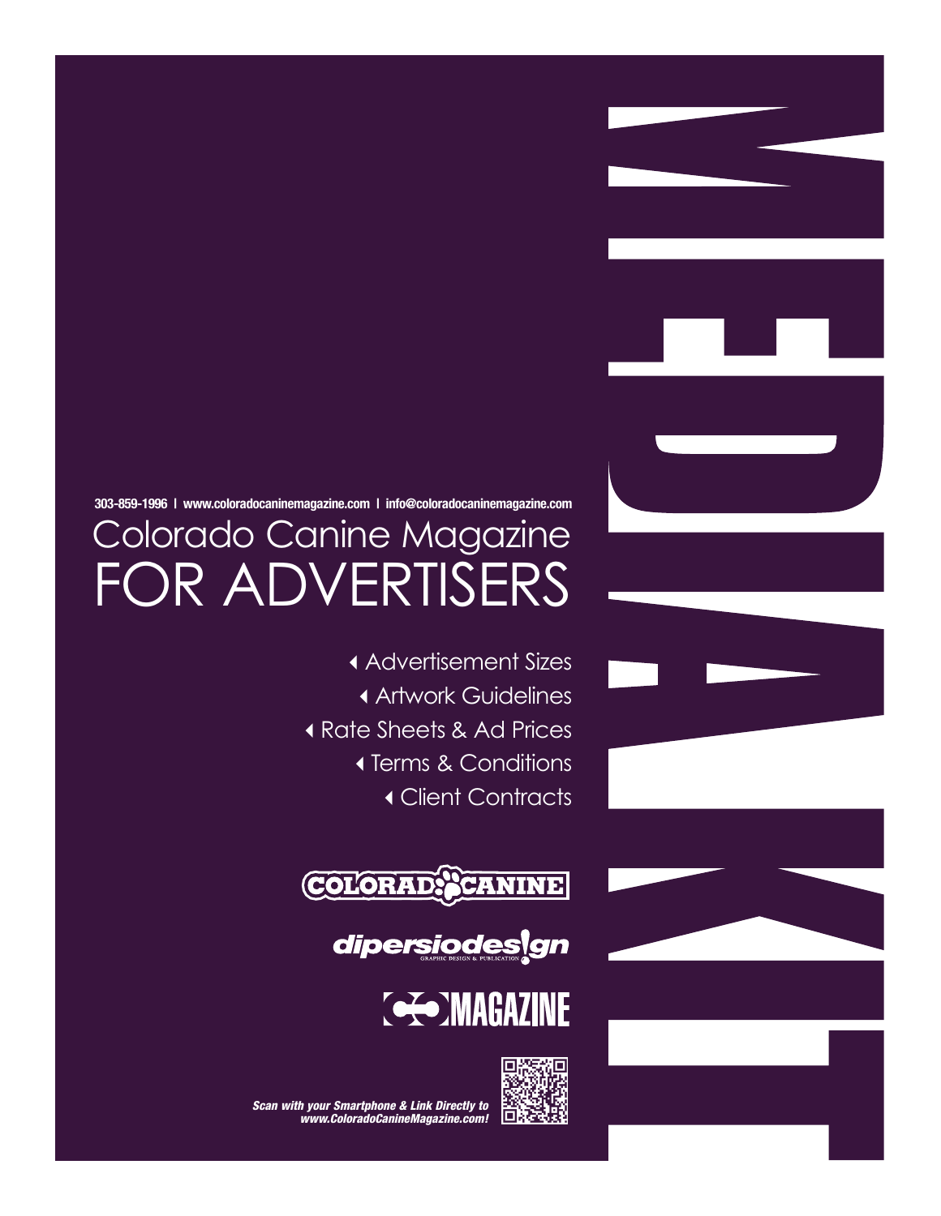# MEDIA KIT

303-859-1996 | www.coloradocaninemagazine.com | info@coloradocaninemagazine.com

# Colorado Canine Magazine FOR ADVERTISERS

- Advertisement Sizes
- Artwork Guidelines
- Rate Sheets & Ad Prices
- Terms & Conditions
- Client Contracts

COLORADO CANINE

dipersiodesign
GRAPHIC DESIGN & PUBLICATION

MAGAZINE

***Scan with your Smartphone & Link Directly to www.ColoradoCanineMagazine.com!***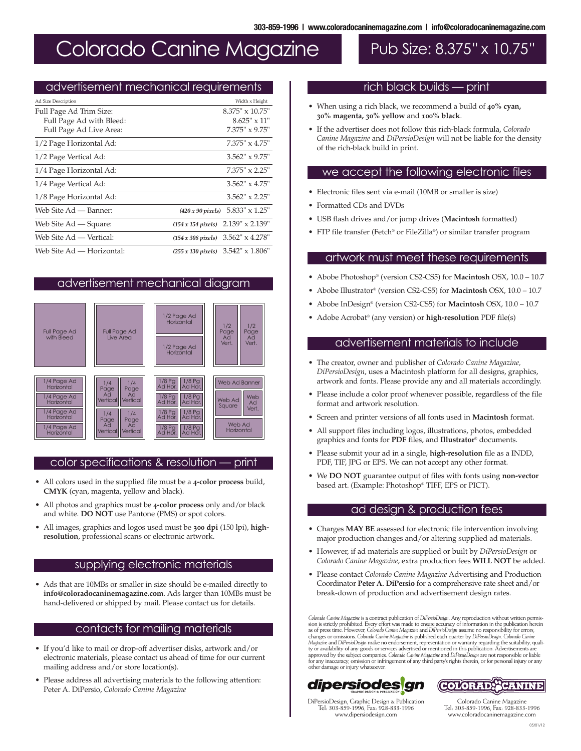303-859-1996 | www.coloradocaninemagazine.com | info@coloradocaninemagazine.com

# Colorado Canine Magazine

# Pub Size: 8.375" x 10.75"

## advertisement mechanical requirements

| Ad Size Description | | Width x Height |
|---|---|---|
| Full Page Ad Trim Size: | | 8.375" x 10.75" |
| Full Page Ad with Bleed: | | 8.625" x 11" |
| Full Page Ad Live Area: | | 7.375" x 9.75" |
| 1/2 Page Horizontal Ad: | | 7.375" x 4.75" |
| 1/2 Page Vertical Ad: | | 3.562" x 9.75" |
| 1/4 Page Horizontal Ad: | | 7.375" x 2.25" |
| 1/4 Page Vertical Ad: | | 3.562" x 4.75" |
| 1/8 Page Horizontal Ad: | | 3.562" x 2.25" |
| Web Site Ad — Banner: | *(420 x 90 pixels)* | 5.833" x 1.25" |
| Web Site Ad — Square: | *(154 x 154 pixels)* | 2.139" x 2.139" |
| Web Site Ad — Vertical: | *(154 x 308 pixels)* | 3.562" x 4.278" |
| Web Site Ad — Horizontal: | *(255 x 130 pixels)* | 3.542" x 1.806" |

## advertisement mechanical diagram

Full Page Ad with Bleed | Full Page Ad Live Area | 1/2 Page Ad Horizontal / 1/2 Page Ad Horizontal | 1/2 Page Ad Vert. / 1/2 Page Ad Vert.

1/4 Page Ad Horizontal (x4) | 1/4 Page Ad Vertical (x4) | 1/8 Pg Ad Hor. (x8) | Web Ad Banner / Web Ad Square / Web Ad Vert. / Web Ad Horizontal

## color specifications & resolution — print

- All colors used in the supplied file must be a **4-color process** build, **CMYK** (cyan, magenta, yellow and black).
- All photos and graphics must be **4-color process** only and/or black and white. **DO NOT** use Pantone (PMS) or spot colors.
- All images, graphics and logos used must be **300 dpi** (150 lpi), **high-resolution**, professional scans or electronic artwork.

## supplying electronic materials

- Ads that are 10MBs or smaller in size should be e-mailed directly to **info@coloradocaninemagazine.com**. Ads larger than 10MBs must be hand-delivered or shipped by mail. Please contact us for details.

## contacts for mailing materials

- If you'd like to mail or drop-off advertiser disks, artwork and/or electronic materials, please contact us ahead of time for our current mailing address and/or store location(s).
- Please address all advertising materials to the following attention: Peter A. DiPersio, *Colorado Canine Magazine*

## rich black builds — print

- When using a rich black, we recommend a build of **40% cyan, 30% magenta, 30% yellow** and **100% black**.
- If the advertiser does not follow this rich-black formula, *Colorado Canine Magazine* and *DiPersioDesign* will not be liable for the density of the rich-black build in print.

## we accept the following electronic files

- Electronic files sent via e-mail (10MB or smaller is size)
- Formatted CDs and DVDs
- USB flash drives and/or jump drives (**Macintosh** formatted)
- FTP file transfer (Fetch® or FileZilla®) or similar transfer program

## artwork must meet these requirements

- Abobe Photoshop® (version CS2-CS5) for **Macintosh** OSX, 10.0 – 10.7
- Abobe Illustrator® (version CS2-CS5) for **Macintosh** OSX, 10.0 – 10.7
- Abobe InDesign® (version CS2-CS5) for **Macintosh** OSX, 10.0 – 10.7
- Adobe Acrobat® (any version) or **high-resolution** PDF file(s)

## advertisement materials to include

- The creator, owner and publisher of *Colorado Canine Magazine, DiPersioDesign*, uses a Macintosh platform for all designs, graphics, artwork and fonts. Please provide any and all materials accordingly.
- Please include a color proof whenever possible, regardless of the file format and artwork resolution.
- Screen and printer versions of all fonts used in **Macintosh** format.
- All support files including logos, illustrations, photos, embedded graphics and fonts for **PDF** files, and **Illustrator**® documents.
- Please submit your ad in a single, **high-resolution** file as a INDD, PDF, TIF, JPG or EPS. We can not accept any other format.
- We **DO NOT** guarantee output of files with fonts using **non-vector** based art. (Example: Photoshop® TIFF, EPS or PICT).

## ad design & production fees

- Charges **MAY BE** assessed for electronic file intervention involving major production changes and/or altering supplied ad materials.
- However, if ad materials are supplied or built by *DiPersioDesign* or *Colorado Canine Magazine*, extra production fees **WILL NOT** be added.
- Please contact *Colorado Canine Magazine* Advertising and Production Coordinator **Peter A. DiPersio** for a comprehensive rate sheet and/or break-down of production and advertisement design rates.

*Colorado Canine Magazine* is a contract publication of *DiPersioDesign*. Any reproduction without written permission is strictly prohibited. Every effort was made to ensure accuracy of information in the publication herein as of press time. However, *Colorado Canine Magazine* and *DiPersioDesign* assume no responsibility for errors, changes or omissions. *Colorado Canine Magazine* is published each quarter by *DiPersioDesign*. *Colorado Canine Magazine* and *DiPersioDesign* make no endorsement, representation or warranty regarding the suitability, quality or availability of any goods or services advertised or mentioned in this publication. Advertisements are approved by the subject companies. *Colorado Canine Magazine* and *DiPersioDesign* are not responsible or liable for any inaccuracy, omission or infringement of any third party's rights therein, or for personal injury or any other damage or injury whatsoever.

dipersiodesign — GRAPHIC DESIGN & PUBLICATION

DiPersioDesign, Graphic Design & Publication
Tel: 303-859-1996, Fax: 928-833-1996
www.dipersiodesign.com

COLORADO CANINE

Colorado Canine Magazine
Tel: 303-859-1996, Fax: 928-833-1996
www.coloradocaninemagazine.com

05/01/12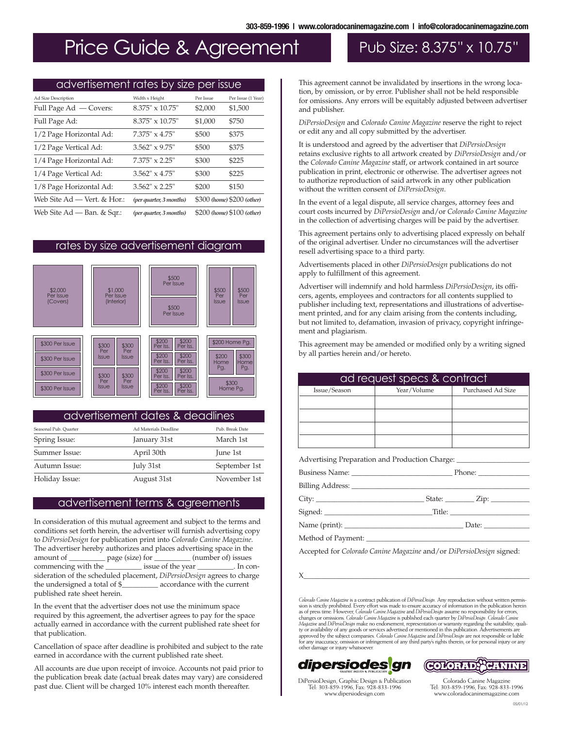303-859-1996 | www.coloradocaninemagazine.com | info@coloradocaninemagazine.com

# Price Guide & Agreement

# Pub Size: 8.375" x 10.75"

## advertisement rates by size per issue

| Ad Size Description | Width x Height | Per Issue | Per Issue (1 Year) |
|---|---|---|---|
| Full Page Ad — Covers: | 8.375" x 10.75" | $2,000 | $1,500 |
| Full Page Ad: | 8.375" x 10.75" | $1,000 | $750 |
| 1/2 Page Horizontal Ad: | 7.375" x 4.75" | $500 | $375 |
| 1/2 Page Vertical Ad: | 3.562" x 9.75" | $500 | $375 |
| 1/4 Page Horizontal Ad: | 7.375" x 2.25" | $300 | $225 |
| 1/4 Page Vertical Ad: | 3.562" x 4.75" | $300 | $225 |
| 1/8 Page Horizontal Ad: | 3.562" x 2.25" | $200 | $150 |
| Web Site Ad — Vert. & Hor.: | *(per quarter, 3 months)* | $300 *(home)* | $200 *(other)* |
| Web Site Ad — Ban. & Sqr.: | *(per quarter, 3 months)* | $200 *(home)* | $100 *(other)* |

## rates by size advertisement diagram

$2,000 Per Issue (Covers) | $1,000 Per Issue (Interior) | $500 Per Issue / $500 Per Issue | $500 Per Issue / $500 Per Issue

$300 Per Issue (x4) | $300 Per Issue (x4) | $200 Per Iss. (x8) | $200 Home Pg. / $200 Home Pg. / $300 Home Pg. / $300 Home Pg.

## advertisement dates & deadlines

| Seasonal Pub. Quarter | Ad Materials Deadline | Pub. Break Date |
|---|---|---|
| Spring Issue: | January 31st | March 1st |
| Summer Issue: | April 30th | June 1st |
| Autumn Issue: | July 31st | September 1st |
| Holiday Issue: | August 31st | November 1st |

## advertisement terms & agreements

In consideration of this mutual agreement and subject to the terms and conditions set forth herein, the advertiser will furnish advertising copy to *DiPersioDesign* for publication print into *Colorado Canine Magazine*. The advertiser hereby authorizes and places advertising space in the amount of _________ page (size) for _________ (number of) issues commencing with the _________ issue of the year _________. In consideration of the scheduled placement, *DiPersioDesign* agrees to charge the undersigned a total of $_________ accordance with the current published rate sheet herein.

In the event that the advertiser does not use the minimum space required by this agreement, the advertiser agrees to pay for the space actually earned in accordance with the current published rate sheet for that publication.

Cancellation of space after deadline is prohibited and subject to the rate earned in accordance with the current published rate sheet.

All accounts are due upon receipt of invoice. Accounts not paid prior to the publication break date (actual break dates may vary) are considered past due. Client will be charged 10% interest each month thereafter.

This agreement cannot be invalidated by insertions in the wrong location, by omission, or by error. Publisher shall not be held responsible for omissions. Any errors will be equitably adjusted between advertiser and publisher.

*DiPersioDesign* and *Colorado Canine Magazine* reserve the right to reject or edit any and all copy submitted by the advertiser.

It is understood and agreed by the advertiser that *DiPersioDesign* retains exclusive rights to all artwork created by *DiPersioDesign* and/or the *Colorado Canine Magazine* staff, or artwork contained in art source publication in print, electronic or otherwise. The advertiser agrees not to authorize reproduction of said artwork in any other publication without the written consent of *DiPersioDesign*.

In the event of a legal dispute, all service charges, attorney fees and court costs incurred by *DiPersioDesign* and/or *Colorado Canine Magazine* in the collection of advertising charges will be paid by the advertiser.

This agreement pertains only to advertising placed expressly on behalf of the original advertiser. Under no circumstances will the advertiser resell advertising space to a third party.

Advertisements placed in other *DiPersioDesign* publications do not apply to fulfillment of this agreement.

Advertiser will indemnify and hold harmless *DiPersioDesign*, its officers, agents, employees and contractors for all contents supplied to publisher including text, representations and illustrations of advertisement printed, and for any claim arising from the contents including, but not limited to, defamation, invasion of privacy, copyright infringement and plagiarism.

This agreement may be amended or modified only by a writing signed by all parties herein and/or hereto.

## ad request specs & contract

| Issue/Season | Year/Volume | Purchased Ad Size |
|---|---|---|
| | | |
| | | |
| | | |
| | | |

Advertising Preparation and Production Charge: ___________________

Business Name: __________________________ Phone: ______________

Billing Address: ________________________________________________

City: ____________________________ State: ________ Zip: __________

Signed: ____________________________Title: ______________________

Name (print): _________________________________ Date: ____________

Method of Payment: _____________________________________________

Accepted for *Colorado Canine Magazine* and/or *DiPersioDesign* signed:

X_______________________________________________________________

*Colorado Canine Magazine* is a contract publication of *DiPersioDesign*. Any reproduction without written permission is strictly prohibited. Every effort was made to ensure accuracy of information in the publication herein as of press time. However, *Colorado Canine Magazine* and *DiPersioDesign* assume no responsibility for errors, changes or omissions. *Colorado Canine Magazine* is published each quarter by *DiPersioDesign*. *Colorado Canine Magazine* and *DiPersioDesign* make no endorsement, representation or warranty regarding the suitability, quality or availability of any goods or services advertised or mentioned in this publication. Advertisements are approved by the subject companies. *Colorado Canine Magazine* and *DiPersioDesign* are not responsible or liable for any inaccuracy, omission or infringement of any third party's rights therein, or for personal injury or any other damage or injury whatsoever.

dipersiodesign — GRAPHIC DESIGN & PUBLICATION

DiPersioDesign, Graphic Design & Publication
Tel: 303-859-1996, Fax: 928-833-1996
www.dipersiodesign.com

COLORADO CANINE

Colorado Canine Magazine
Tel: 303-859-1996, Fax: 928-833-1996
www.coloradocaninemagazine.com

05/01/12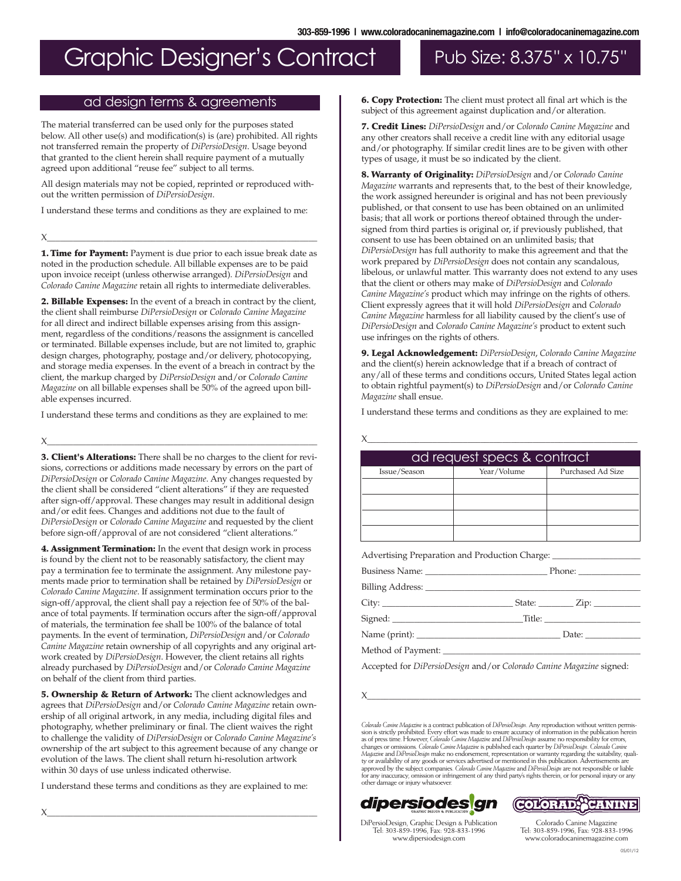303-859-1996 | www.coloradocaninemagazine.com | info@coloradocaninemagazine.com

# Graphic Designer's Contract

# Pub Size: 8.375" x 10.75"

## ad design terms & agreements

The material transferred can be used only for the purposes stated below. All other use(s) and modification(s) is (are) prohibited. All rights not transferred remain the property of *DiPersioDesign*. Usage beyond that granted to the client herein shall require payment of a mutually agreed upon additional "reuse fee" subject to all terms.

All design materials may not be copied, reprinted or reproduced without the written permission of *DiPersioDesign*.

I understand these terms and conditions as they are explained to me:

X______________________________________________

**1. Time for Payment:** Payment is due prior to each issue break date as noted in the production schedule. All billable expenses are to be paid upon invoice receipt (unless otherwise arranged). *DiPersioDesign* and *Colorado Canine Magazine* retain all rights to intermediate deliverables.

**2. Billable Expenses:** In the event of a breach in contract by the client, the client shall reimburse *DiPersioDesign* or *Colorado Canine Magazine* for all direct and indirect billable expenses arising from this assignment, regardless of the conditions/reasons the assignment is cancelled or terminated. Billable expenses include, but are not limited to, graphic design charges, photography, postage and/or delivery, photocopying, and storage media expenses. In the event of a breach in contract by the client, the markup charged by *DiPersioDesign* and/or *Colorado Canine Magazine* on all billable expenses shall be 50% of the agreed upon billable expenses incurred.

I understand these terms and conditions as they are explained to me:

X______________________________________________

**3. Client's Alterations:** There shall be no charges to the client for revisions, corrections or additions made necessary by errors on the part of *DiPersioDesign* or *Colorado Canine Magazine*. Any changes requested by the client shall be considered "client alterations" if they are requested after sign-off/approval. These changes may result in additional design and/or edit fees. Changes and additions not due to the fault of *DiPersioDesign* or *Colorado Canine Magazine* and requested by the client before sign-off/approval of are not considered "client alterations."

**4. Assignment Termination:** In the event that design work in process is found by the client not to be reasonably satisfactory, the client may pay a termination fee to terminate the assignment. Any milestone payments made prior to termination shall be retained by *DiPersioDesign* or *Colorado Canine Magazine*. If assignment termination occurs prior to the sign-off/approval, the client shall pay a rejection fee of 50% of the balance of total payments. If termination occurs after the sign-off/approval of materials, the termination fee shall be 100% of the balance of total payments. In the event of termination, *DiPersioDesign* and/or *Colorado Canine Magazine* retain ownership of all copyrights and any original artwork created by *DiPersioDesign*. However, the client retains all rights already purchased by *DiPersioDesign* and/or *Colorado Canine Magazine* on behalf of the client from third parties.

**5. Ownership & Return of Artwork:** The client acknowledges and agrees that *DiPersioDesign* and/or *Colorado Canine Magazine* retain ownership of all original artwork, in any media, including digital files and photography, whether preliminary or final. The client waives the right to challenge the validity of *DiPersioDesign* or *Colorado Canine Magazine's* ownership of the art subject to this agreement because of any change or evolution of the laws. The client shall return hi-resolution artwork within 30 days of use unless indicated otherwise.

I understand these terms and conditions as they are explained to me:

X______________________________________________

**6. Copy Protection:** The client must protect all final art which is the subject of this agreement against duplication and/or alteration.

**7. Credit Lines:** *DiPersioDesign* and/or *Colorado Canine Magazine* and any other creators shall receive a credit line with any editorial usage and/or photography. If similar credit lines are to be given with other types of usage, it must be so indicated by the client.

**8. Warranty of Originality:** *DiPersioDesign* and/or *Colorado Canine Magazine* warrants and represents that, to the best of their knowledge, the work assigned hereunder is original and has not been previously published, or that consent to use has been obtained on an unlimited basis; that all work or portions thereof obtained through the undersigned from third parties is original or, if previously published, that consent to use has been obtained on an unlimited basis; that *DiPersioDesign* has full authority to make this agreement and that the work prepared by *DiPersioDesign* does not contain any scandalous, libelous, or unlawful matter. This warranty does not extend to any uses that the client or others may make of *DiPersioDesign* and *Colorado Canine Magazine's* product which may infringe on the rights of others. Client expressly agrees that it will hold *DiPersioDesign* and *Colorado Canine Magazine* harmless for all liability caused by the client's use of *DiPersioDesign* and *Colorado Canine Magazine's* product to extent such use infringes on the rights of others.

**9. Legal Acknowledgement:** *DiPersioDesign*, *Colorado Canine Magazine* and the client(s) herein acknowledge that if a breach of contract of any/all of these terms and conditions occurs, United States legal action to obtain rightful payment(s) to *DiPersioDesign* and/or *Colorado Canine Magazine* shall ensue.

I understand these terms and conditions as they are explained to me:

X______________________________________________

## ad request specs & contract

| Issue/Season | Year/Volume | Purchased Ad Size |
|---|---|---|
| | | |
| | | |
| | | |
| | | |

Advertising Preparation and Production Charge: ______________

Business Name: ______________________ Phone: ____________

Billing Address: ______________________________________

City: ______________________ State: ________ Zip: __________

Signed: ______________________ Title: ____________________

Name (print): ________________________ Date: ____________

Method of Payment: ____________________________________

Accepted for *DiPersioDesign* and/or *Colorado Canine Magazine* signed:

X______________________________________________

*Colorado Canine Magazine* is a contract publication of *DiPersioDesign*. Any reproduction without written permission is strictly prohibited. Every effort was made to ensure accuracy of information in the publication herein as of press time. However, *Colorado Canine Magazine* and *DiPersioDesign* assume no responsibility for errors, changes or omissions. *Colorado Canine Magazine* is published each quarter by *DiPersioDesign*. *Colorado Canine Magazine* and *DiPersioDesign* make no endorsement, representation or warranty regarding the suitability, quality or availability of any goods or services advertised or mentioned in this publication. Advertisements are approved by the subject companies. *Colorado Canine Magazine* and *DiPersioDesign* are not responsible or liable for any inaccuracy, omission or infringement of any third party's rights therein, or for personal injury or any other damage or injury whatsoever.

dipersiodes!gn
GRAPHIC DESIGN & PUBLICATION

DiPersioDesign, Graphic Design & Publication
Tel: 303-859-1996, Fax: 928-833-1996
www.dipersiodesign.com

COLORADO CANINE

Colorado Canine Magazine
Tel: 303-859-1996, Fax: 928-833-1996
www.coloradocaninemagazine.com

05/01/12